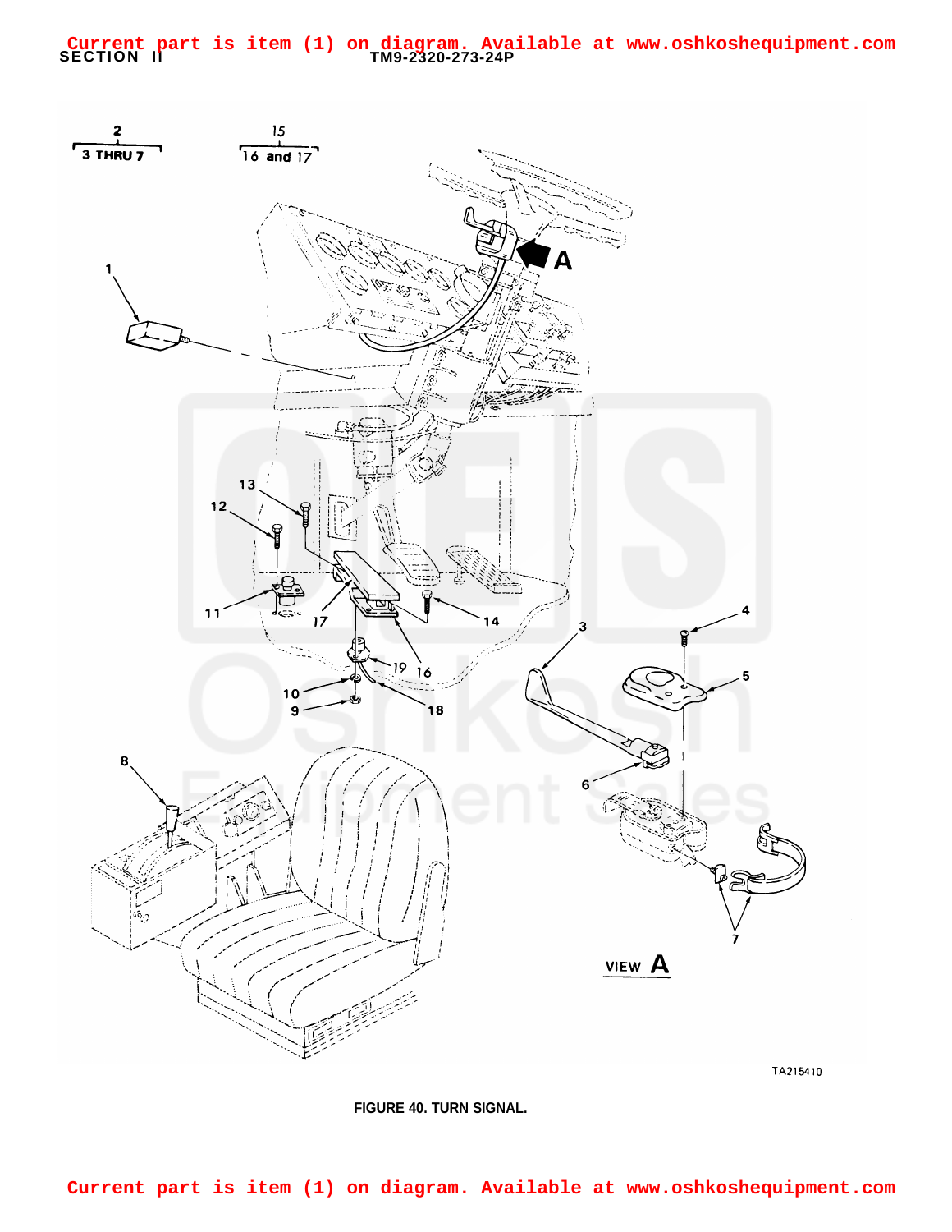Current part is item (1) on diagram. Available at www.oshkoshequipment.com

FIGURE 40. TURN SIGNAL.

Current part is item (1) on diagram. Available at www.oshkoshequipment.com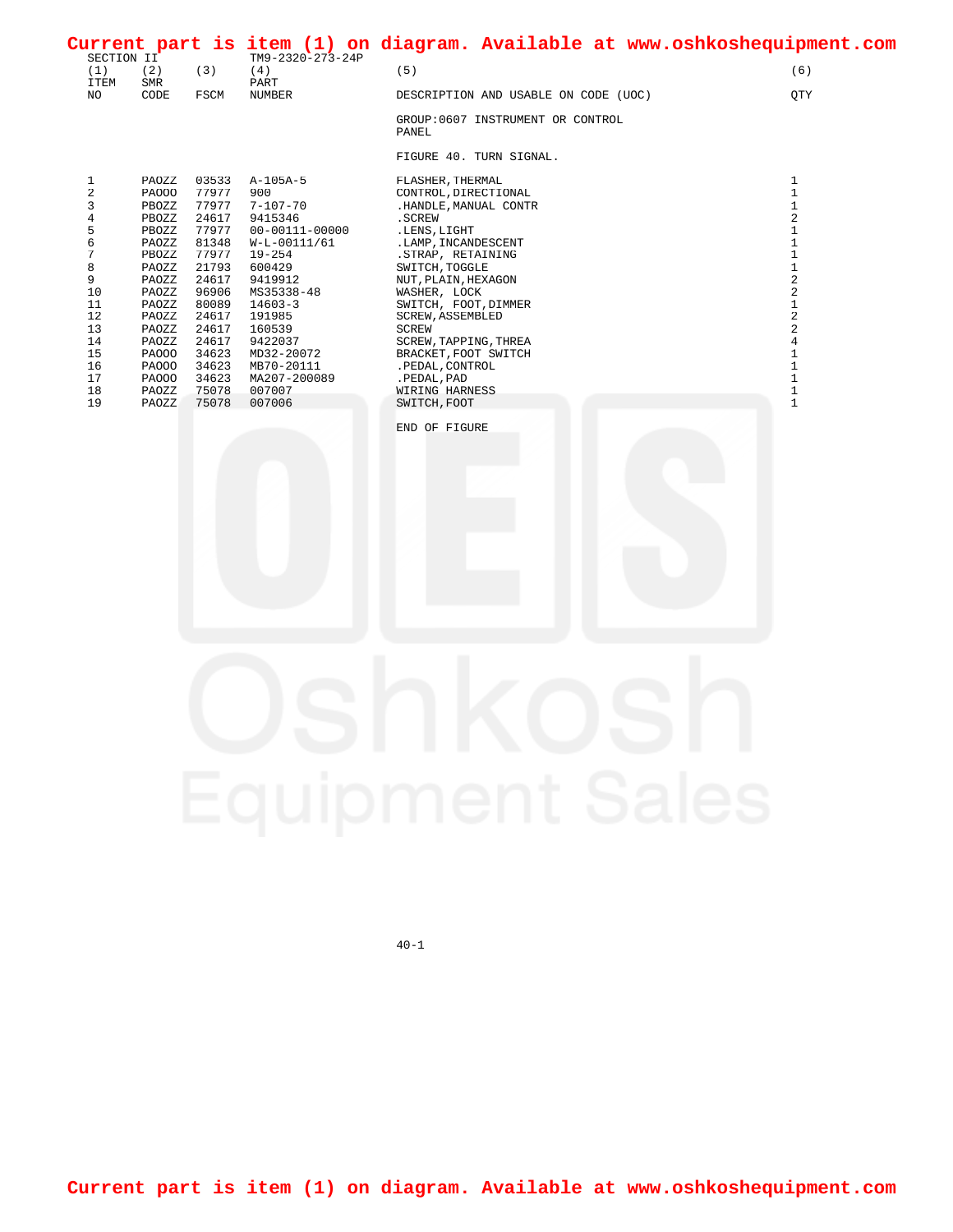**Current part is item (1) on diagram. Available at www.oshkoshequipment.com**

SECTION II TM9-2320-273-24P

| (1) ITEM NO | (2) SMR CODE | (3) FSCM | (4) PART NUMBER | (5) DESCRIPTION AND USABLE ON CODE (UOC) | (6) QTY |
|---|---|---|---|---|---|
| | | | | GROUP:0607 INSTRUMENT OR CONTROL PANEL | |
| | | | | FIGURE 40. TURN SIGNAL. | |
| 1 | PAOZZ | 03533 | A-105A-5 | FLASHER,THERMAL | 1 |
| 2 | PAOOO | 77977 | 900 | CONTROL,DIRECTIONAL | 1 |
| 3 | PBOZZ | 77977 | 7-107-70 | .HANDLE,MANUAL CONTR | 1 |
| 4 | PBOZZ | 24617 | 9415346 | .SCREW | 2 |
| 5 | PBOZZ | 77977 | 00-00111-00000 | .LENS,LIGHT | 1 |
| 6 | PAOZZ | 81348 | W-L-00111/61 | .LAMP,INCANDESCENT | 1 |
| 7 | PBOZZ | 77977 | 19-254 | .STRAP, RETAINING | 1 |
| 8 | PAOZZ | 21793 | 600429 | SWITCH,TOGGLE | 1 |
| 9 | PAOZZ | 24617 | 9419912 | NUT,PLAIN,HEXAGON | 2 |
| 10 | PAOZZ | 96906 | MS35338-48 | WASHER, LOCK | 2 |
| 11 | PAOZZ | 80089 | 14603-3 | SWITCH, FOOT,DIMMER | 1 |
| 12 | PAOZZ | 24617 | 191985 | SCREW,ASSEMBLED | 2 |
| 13 | PAOZZ | 24617 | 160539 | SCREW | 2 |
| 14 | PAOZZ | 24617 | 9422037 | SCREW,TAPPING,THREA | 4 |
| 15 | PAOOO | 34623 | MD32-20072 | BRACKET,FOOT SWITCH | 1 |
| 16 | PAOOO | 34623 | MB70-20111 | .PEDAL,CONTROL | 1 |
| 17 | PAOOO | 34623 | MA207-200089 | .PEDAL,PAD | 1 |
| 18 | PAOZZ | 75078 | 007007 | WIRING HARNESS | 1 |
| 19 | PAOZZ | 75078 | 007006 | SWITCH,FOOT | 1 |

END OF FIGURE

**Current part is item (1) on diagram. Available at www.oshkoshequipment.com**